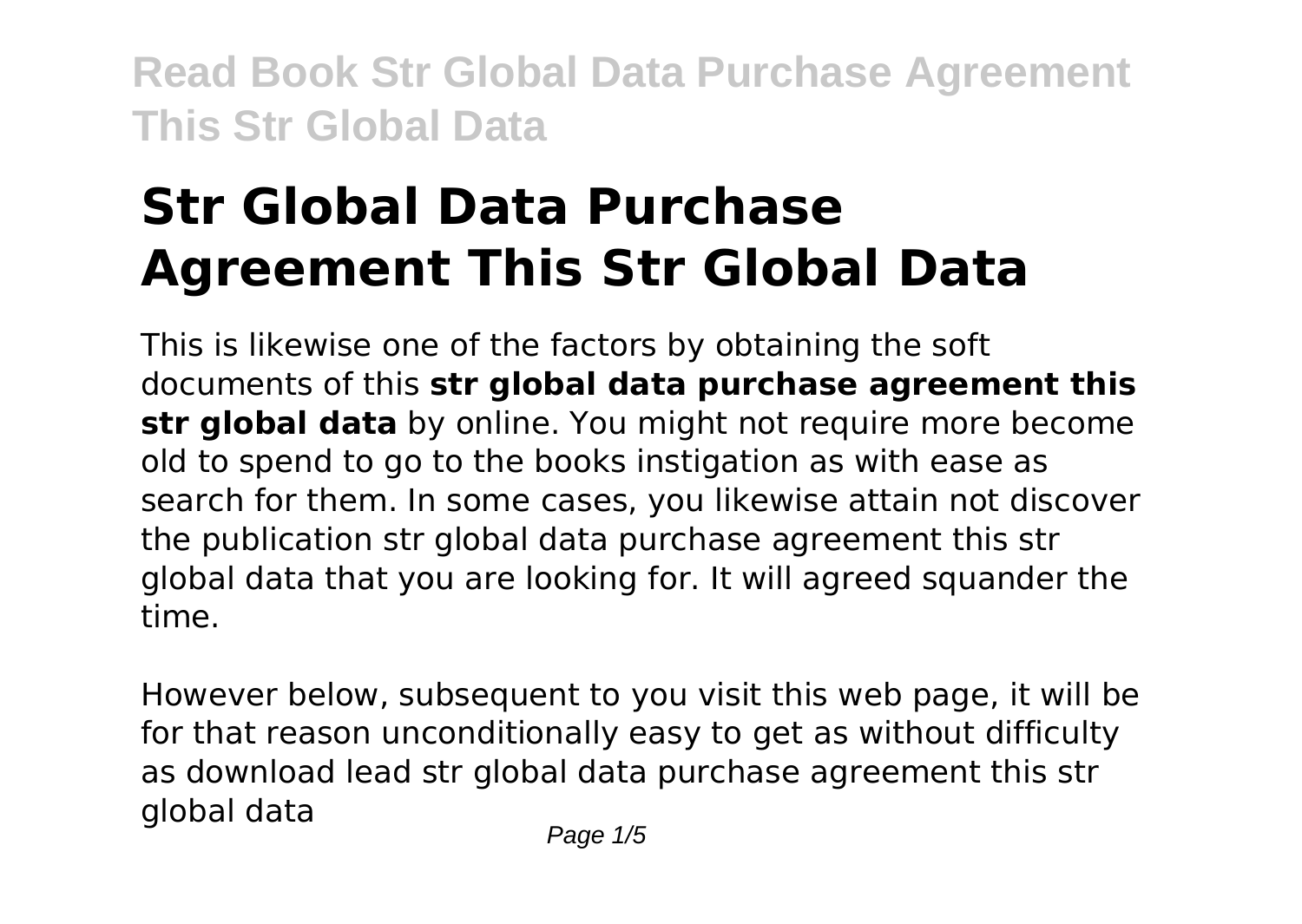# Str Global Data Purchase Agreement This Str Global Data

This is likewise one of the factors by obtaining the soft documents of this **str global data purchase agreement this str global data** by online. You might not require more become old to spend to go to the books instigation as with ease as search for them. In some cases, you likewise attain not discover the publication str global data purchase agreement this str global data that you are looking for. It will agreed squander the time.

However below, subsequent to you visit this web page, it will be for that reason unconditionally easy to get as without difficulty as download lead str global data purchase agreement this str global data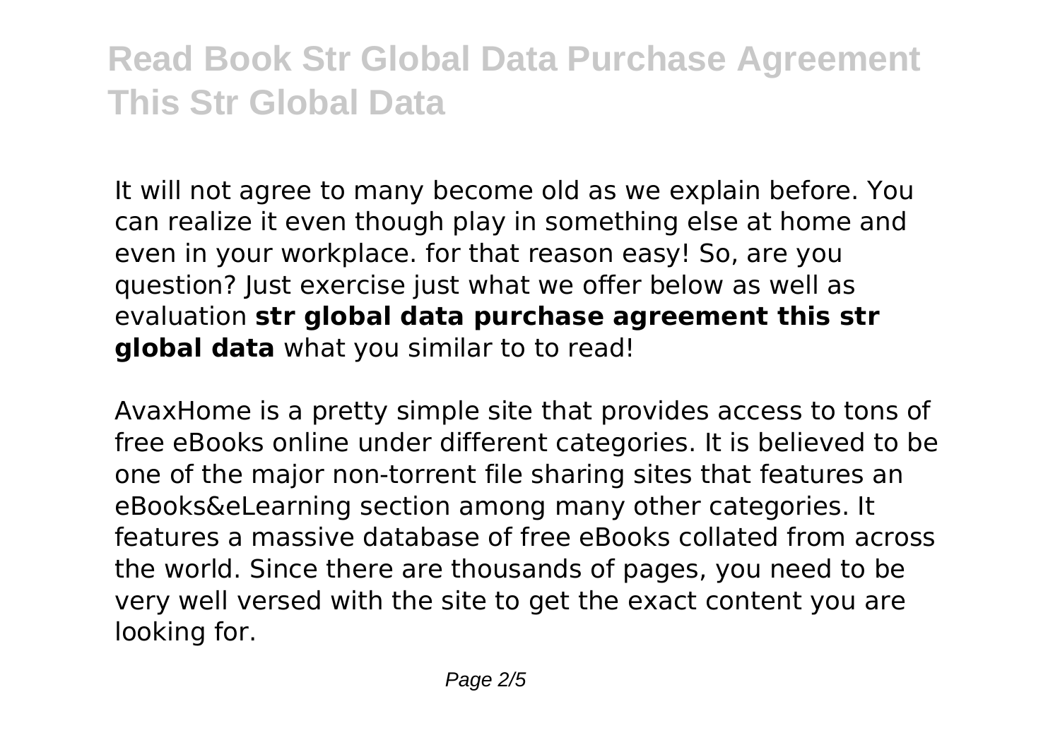It will not agree to many become old as we explain before. You can realize it even though play in something else at home and even in your workplace. for that reason easy! So, are you question? Just exercise just what we offer below as well as evaluation **str global data purchase agreement this str global data** what you similar to to read!

AvaxHome is a pretty simple site that provides access to tons of free eBooks online under different categories. It is believed to be one of the major non-torrent file sharing sites that features an eBooks&eLearning section among many other categories. It features a massive database of free eBooks collated from across the world. Since there are thousands of pages, you need to be very well versed with the site to get the exact content you are looking for.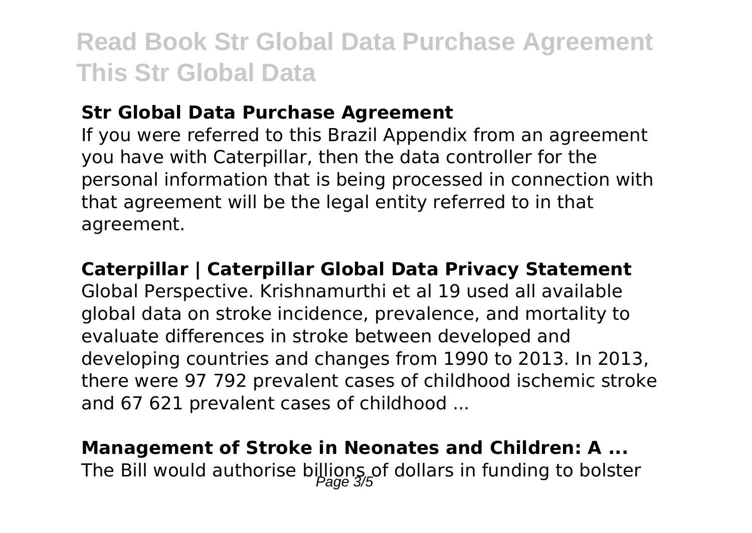**Str Global Data Purchase Agreement**

If you were referred to this Brazil Appendix from an agreement you have with Caterpillar, then the data controller for the personal information that is being processed in connection with that agreement will be the legal entity referred to in that agreement.

**Caterpillar | Caterpillar Global Data Privacy Statement**

Global Perspective. Krishnamurthi et al 19 used all available global data on stroke incidence, prevalence, and mortality to evaluate differences in stroke between developed and developing countries and changes from 1990 to 2013. In 2013, there were 97 792 prevalent cases of childhood ischemic stroke and 67 621 prevalent cases of childhood ...

**Management of Stroke in Neonates and Children: A ...**

The Bill would authorise billions of dollars in funding to bolster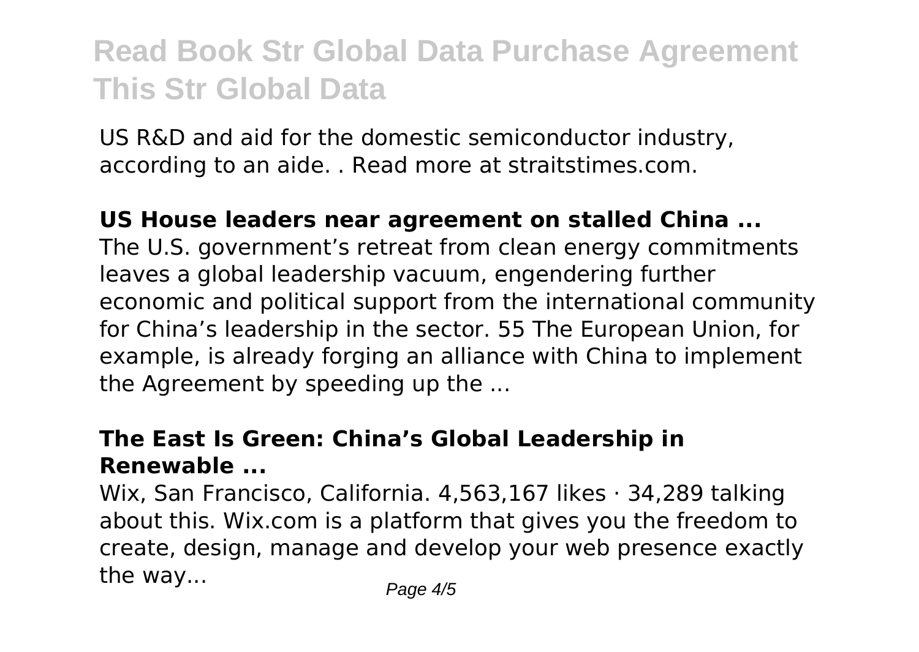US R&D and aid for the domestic semiconductor industry, according to an aide. . Read more at straitstimes.com.

**US House leaders near agreement on stalled China ...**

The U.S. government's retreat from clean energy commitments leaves a global leadership vacuum, engendering further economic and political support from the international community for China's leadership in the sector. 55 The European Union, for example, is already forging an alliance with China to implement the Agreement by speeding up the ...

**The East Is Green: China's Global Leadership in Renewable ...**

Wix, San Francisco, California. 4,563,167 likes · 34,289 talking about this. Wix.com is a platform that gives you the freedom to create, design, manage and develop your web presence exactly the way...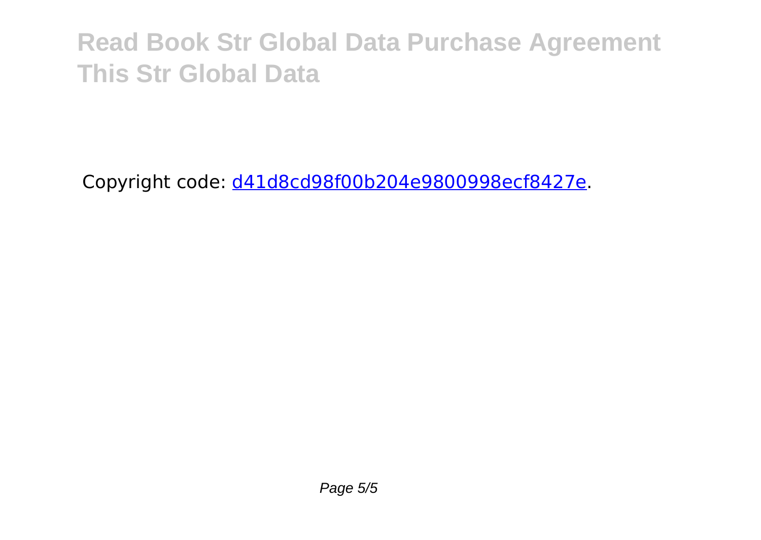Copyright code: [d41d8cd98f00b204e9800998ecf8427e](d41d8cd98f00b204e9800998ecf8427e).